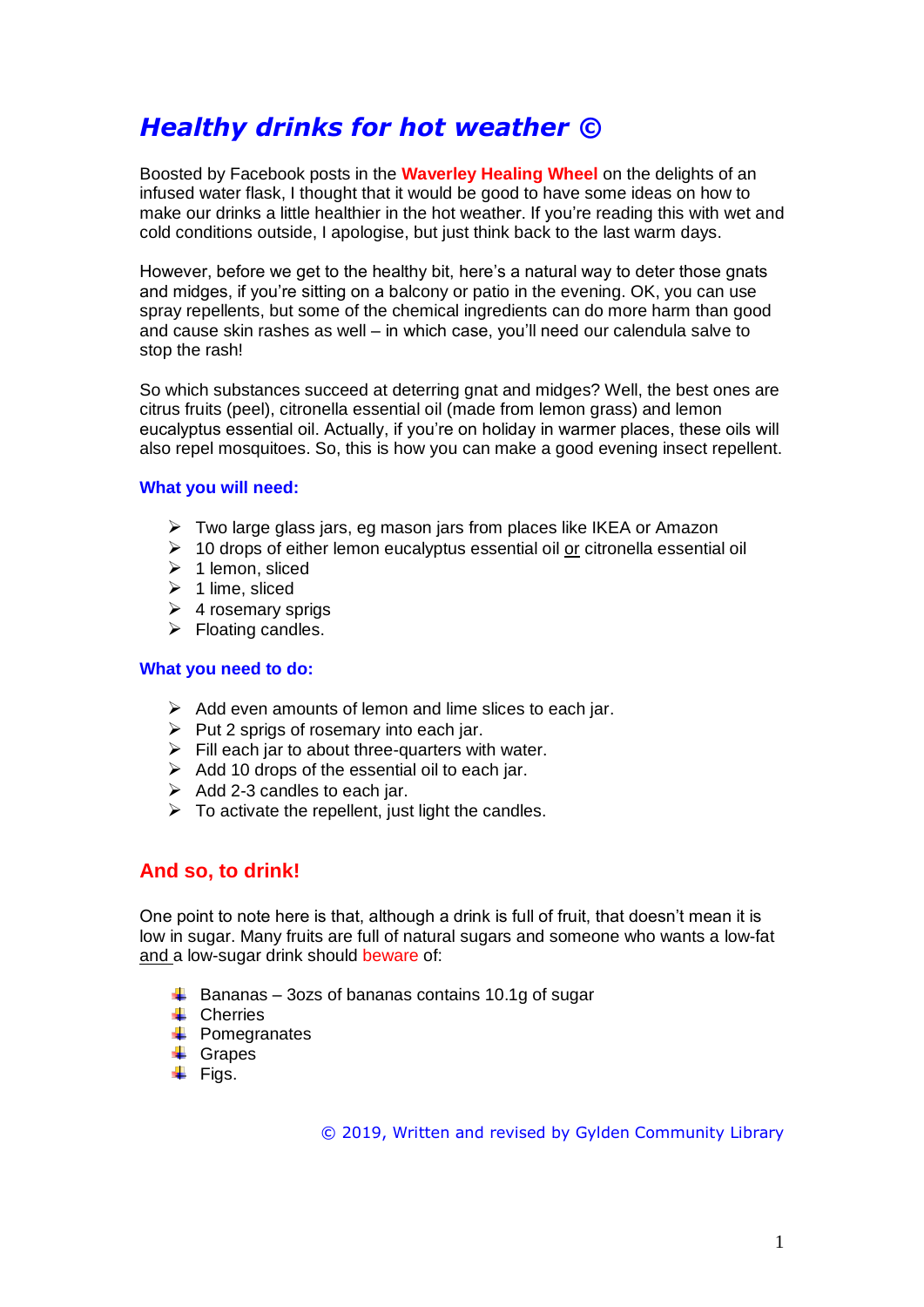# *Healthy drinks for hot weather ©*

Boosted by Facebook posts in the **Waverley Healing Wheel** on the delights of an infused water flask, I thought that it would be good to have some ideas on how to make our drinks a little healthier in the hot weather. If you're reading this with wet and cold conditions outside, I apologise, but just think back to the last warm days.

However, before we get to the healthy bit, here's a natural way to deter those gnats and midges, if you're sitting on a balcony or patio in the evening. OK, you can use spray repellents, but some of the chemical ingredients can do more harm than good and cause skin rashes as well – in which case, you'll need our calendula salve to stop the rash!

So which substances succeed at deterring gnat and midges? Well, the best ones are citrus fruits (peel), citronella essential oil (made from lemon grass) and lemon eucalyptus essential oil. Actually, if you're on holiday in warmer places, these oils will also repel mosquitoes. So, this is how you can make a good evening insect repellent.

**What you will need:**

- Two large glass jars, eg mason jars from places like IKEA or Amazon
- 10 drops of either lemon eucalyptus essential oil <u>or</u> citronella essential oil
- 1 lemon, sliced
- 1 lime, sliced
- 4 rosemary sprigs
- Floating candles.

**What you need to do:**

- Add even amounts of lemon and lime slices to each jar.
- Put 2 sprigs of rosemary into each jar.
- Fill each jar to about three-quarters with water.
- Add 10 drops of the essential oil to each jar.
- Add 2-3 candles to each jar.
- To activate the repellent, just light the candles.

## And so, to drink!

One point to note here is that, although a drink is full of fruit, that doesn't mean it is low in sugar. Many fruits are full of natural sugars and someone who wants a low-fat <u>and</u> a low-sugar drink should beware of:

- Bananas – 3ozs of bananas contains 10.1g of sugar
- Cherries
- Pomegranates
- Grapes
- Figs.

© 2019, Written and revised by Gylden Community Library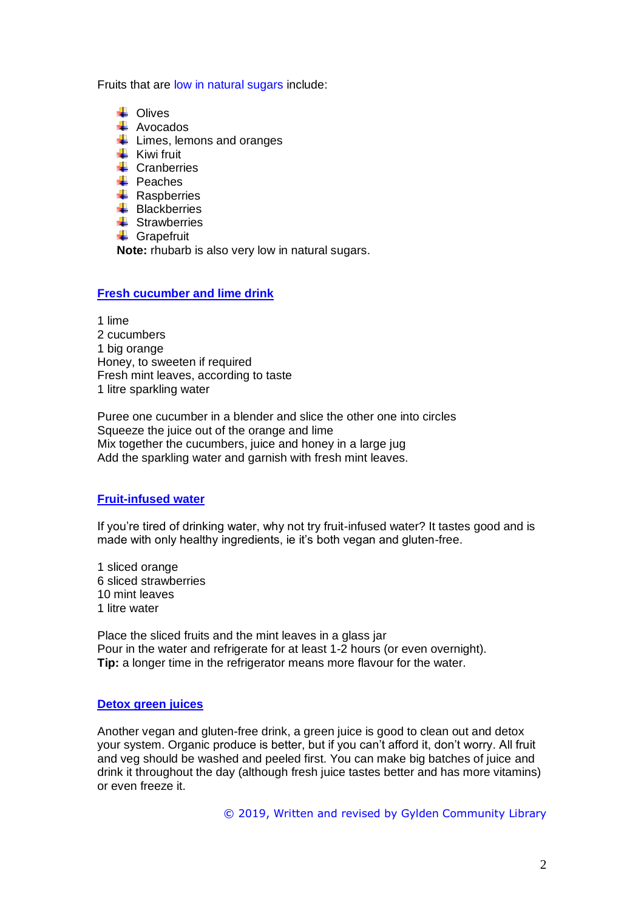Fruits that are low in natural sugars include:

- Olives
- Avocados
- Limes, lemons and oranges
- Kiwi fruit
- Cranberries
- Peaches
- Raspberries
- Blackberries
- Strawberries
- Grapefruit

**Note:** rhubarb is also very low in natural sugars.

## Fresh cucumber and lime drink

1 lime
2 cucumbers
1 big orange
Honey, to sweeten if required
Fresh mint leaves, according to taste
1 litre sparkling water

Puree one cucumber in a blender and slice the other one into circles
Squeeze the juice out of the orange and lime
Mix together the cucumbers, juice and honey in a large jug
Add the sparkling water and garnish with fresh mint leaves.

## Fruit-infused water

If you're tired of drinking water, why not try fruit-infused water? It tastes good and is made with only healthy ingredients, ie it's both vegan and gluten-free.

1 sliced orange
6 sliced strawberries
10 mint leaves
1 litre water

Place the sliced fruits and the mint leaves in a glass jar
Pour in the water and refrigerate for at least 1-2 hours (or even overnight).
**Tip:** a longer time in the refrigerator means more flavour for the water.

## Detox green juices

Another vegan and gluten-free drink, a green juice is good to clean out and detox your system. Organic produce is better, but if you can't afford it, don't worry. All fruit and veg should be washed and peeled first. You can make big batches of juice and drink it throughout the day (although fresh juice tastes better and has more vitamins) or even freeze it.

© 2019, Written and revised by Gylden Community Library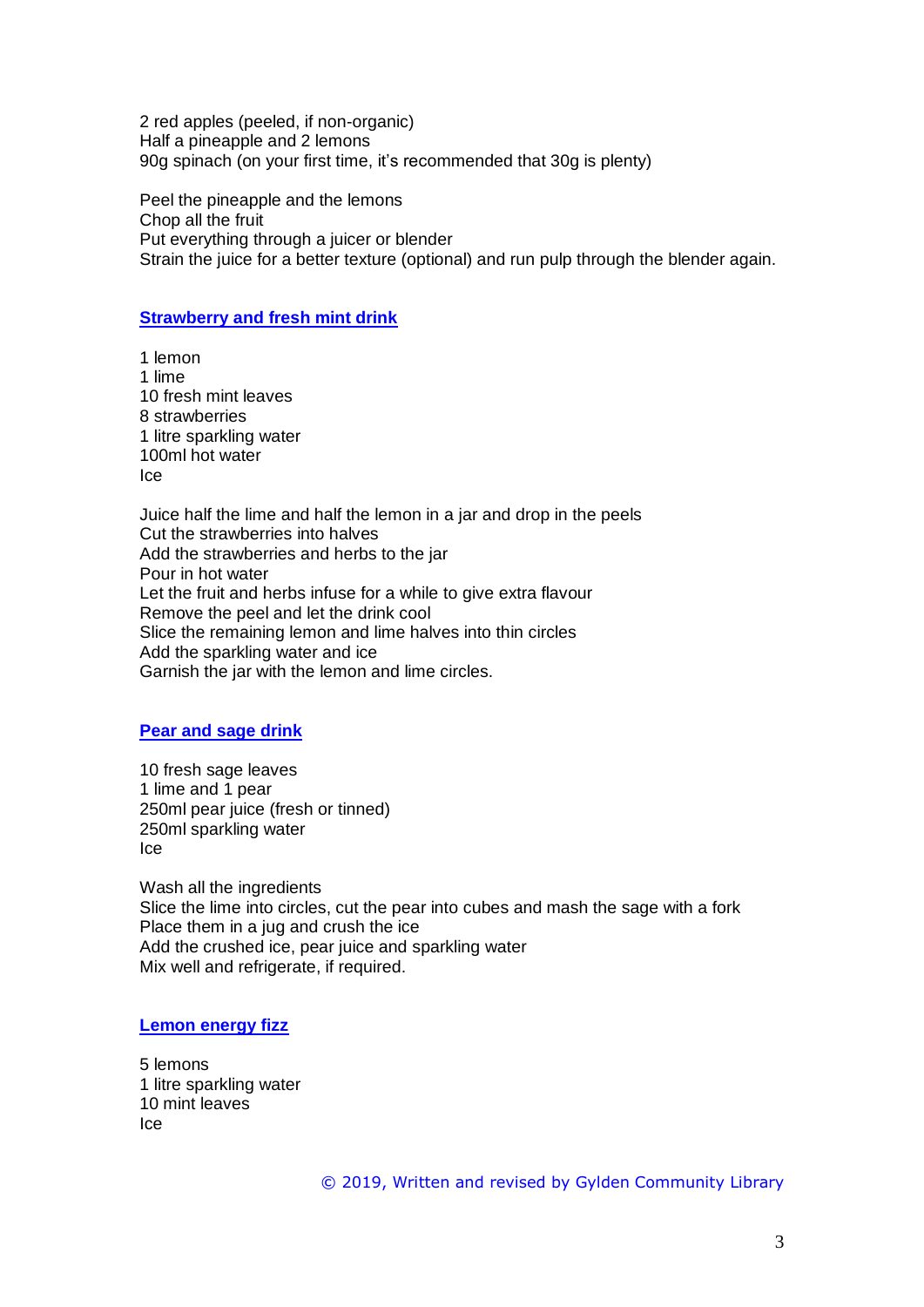2 red apples (peeled, if non-organic)
Half a pineapple and 2 lemons
90g spinach (on your first time, it's recommended that 30g is plenty)

Peel the pineapple and the lemons
Chop all the fruit
Put everything through a juicer or blender
Strain the juice for a better texture (optional) and run pulp through the blender again.

## Strawberry and fresh mint drink

1 lemon
1 lime
10 fresh mint leaves
8 strawberries
1 litre sparkling water
100ml hot water
Ice

Juice half the lime and half the lemon in a jar and drop in the peels
Cut the strawberries into halves
Add the strawberries and herbs to the jar
Pour in hot water
Let the fruit and herbs infuse for a while to give extra flavour
Remove the peel and let the drink cool
Slice the remaining lemon and lime halves into thin circles
Add the sparkling water and ice
Garnish the jar with the lemon and lime circles.

## Pear and sage drink

10 fresh sage leaves
1 lime and 1 pear
250ml pear juice (fresh or tinned)
250ml sparkling water
Ice

Wash all the ingredients
Slice the lime into circles, cut the pear into cubes and mash the sage with a fork
Place them in a jug and crush the ice
Add the crushed ice, pear juice and sparkling water
Mix well and refrigerate, if required.

## Lemon energy fizz

5 lemons
1 litre sparkling water
10 mint leaves
Ice

© 2019, Written and revised by Gylden Community Library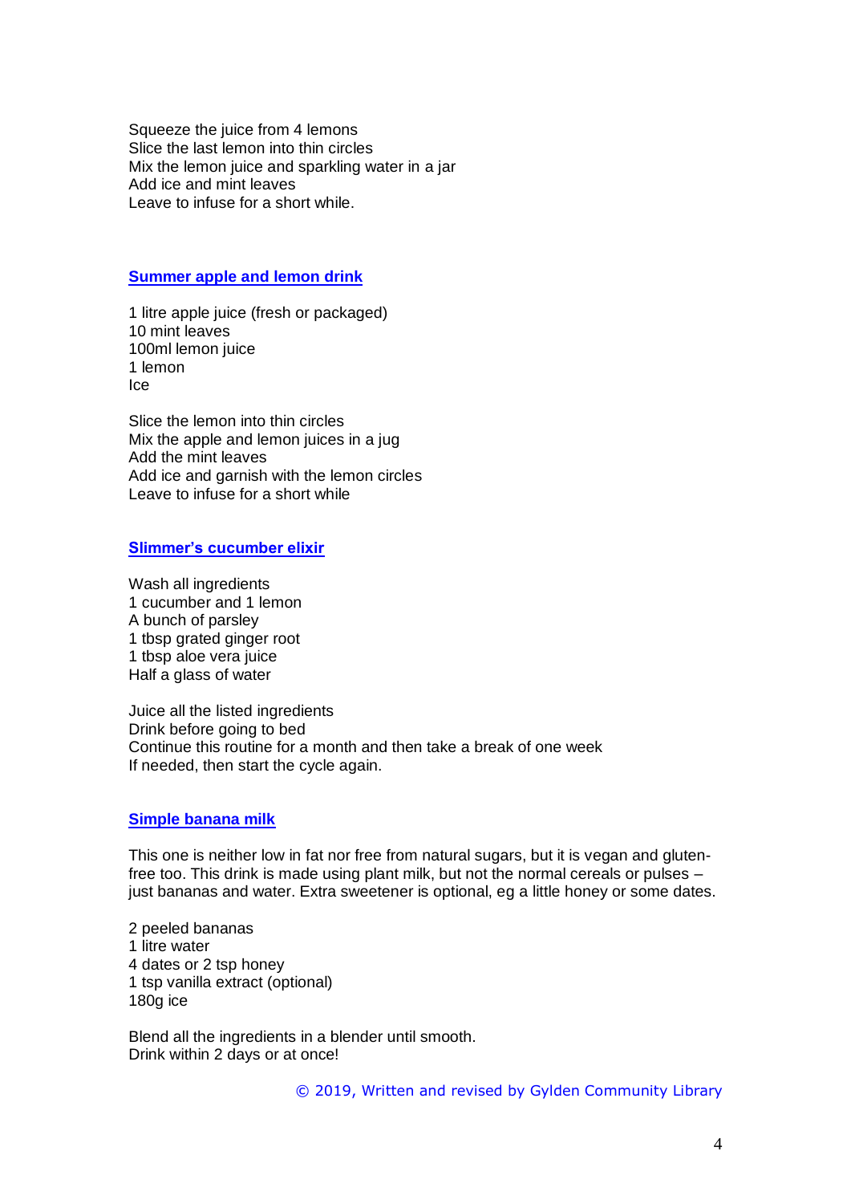Squeeze the juice from 4 lemons
Slice the last lemon into thin circles
Mix the lemon juice and sparkling water in a jar
Add ice and mint leaves
Leave to infuse for a short while.

### Summer apple and lemon drink

1 litre apple juice (fresh or packaged)
10 mint leaves
100ml lemon juice
1 lemon
Ice

Slice the lemon into thin circles
Mix the apple and lemon juices in a jug
Add the mint leaves
Add ice and garnish with the lemon circles
Leave to infuse for a short while

### Slimmer's cucumber elixir

Wash all ingredients
1 cucumber and 1 lemon
A bunch of parsley
1 tbsp grated ginger root
1 tbsp aloe vera juice
Half a glass of water

Juice all the listed ingredients
Drink before going to bed
Continue this routine for a month and then take a break of one week
If needed, then start the cycle again.

### Simple banana milk

This one is neither low in fat nor free from natural sugars, but it is vegan and gluten-free too. This drink is made using plant milk, but not the normal cereals or pulses – just bananas and water. Extra sweetener is optional, eg a little honey or some dates.

2 peeled bananas
1 litre water
4 dates or 2 tsp honey
1 tsp vanilla extract (optional)
180g ice

Blend all the ingredients in a blender until smooth.
Drink within 2 days or at once!

© 2019, Written and revised by Gylden Community Library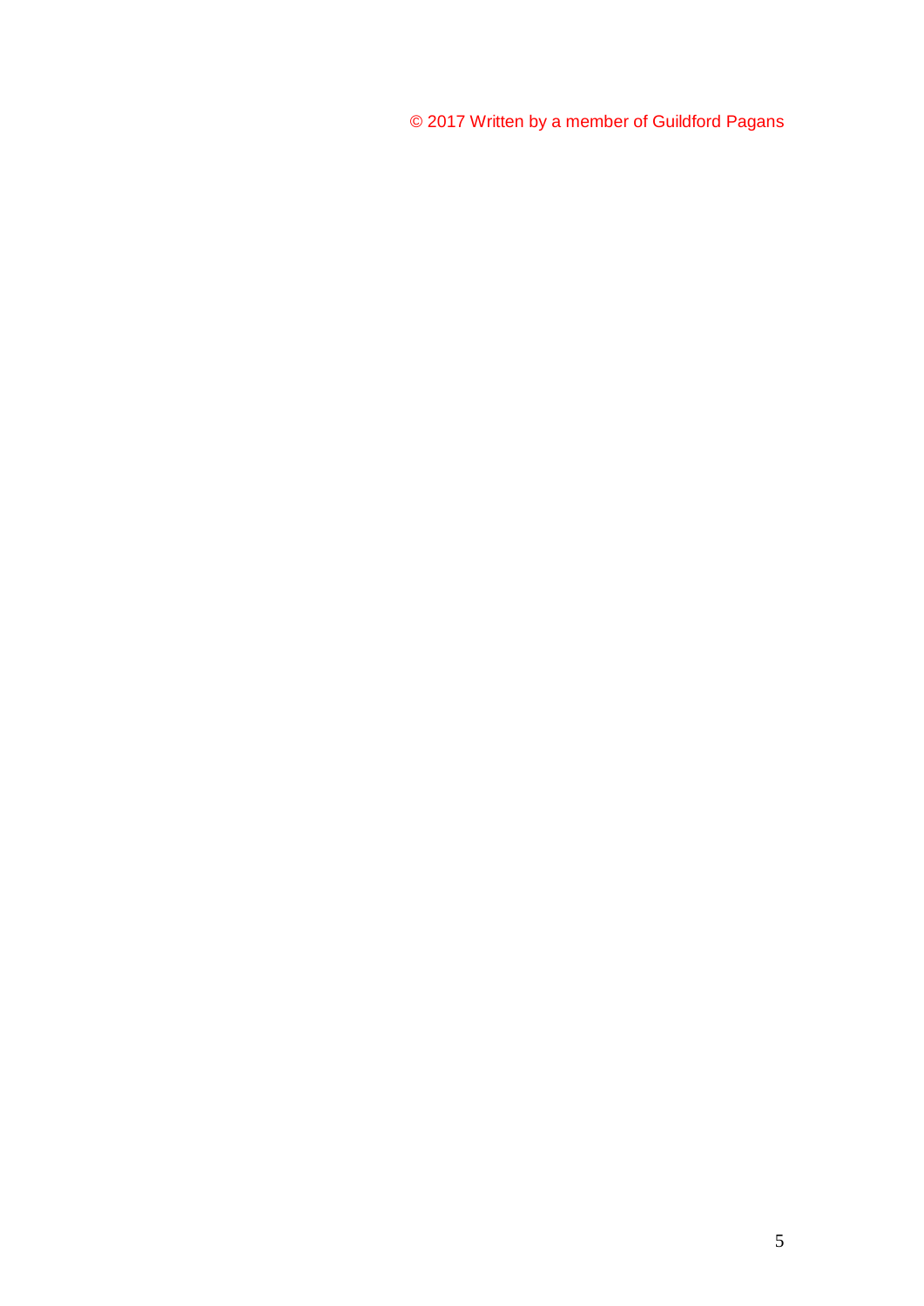© 2017 Written by a member of Guildford Pagans